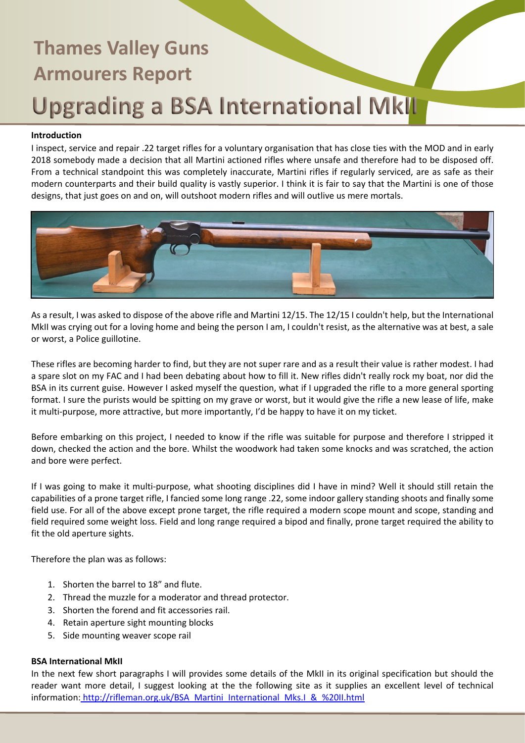# Thames Valley Guns Armourers Report

# Upgrading a BSA International MkII

**Introduction**

I inspect, service and repair .22 target rifles for a voluntary organisation that has close ties with the MOD and in early 2018 somebody made a decision that all Martini actioned rifles where unsafe and therefore had to be disposed off. From a technical standpoint this was completely inaccurate, Martini rifles if regularly serviced, are as safe as their modern counterparts and their build quality is vastly superior. I think it is fair to say that the Martini is one of those designs, that just goes on and on, will outshoot modern rifles and will outlive us mere mortals.

As a result, I was asked to dispose of the above rifle and Martini 12/15. The 12/15 I couldn't help, but the International MkII was crying out for a loving home and being the person I am, I couldn't resist, as the alternative was at best, a sale or worst, a Police guillotine.

These rifles are becoming harder to find, but they are not super rare and as a result their value is rather modest. I had a spare slot on my FAC and I had been debating about how to fill it. New rifles didn't really rock my boat, nor did the BSA in its current guise. However I asked myself the question, what if I upgraded the rifle to a more general sporting format. I sure the purists would be spitting on my grave or worst, but it would give the rifle a new lease of life, make it multi-purpose, more attractive, but more importantly, I'd be happy to have it on my ticket.

Before embarking on this project, I needed to know if the rifle was suitable for purpose and therefore I stripped it down, checked the action and the bore. Whilst the woodwork had taken some knocks and was scratched, the action and bore were perfect.

If I was going to make it multi-purpose, what shooting disciplines did I have in mind? Well it should still retain the capabilities of a prone target rifle, I fancied some long range .22, some indoor gallery standing shoots and finally some field use. For all of the above except prone target, the rifle required a modern scope mount and scope, standing and field required some weight loss. Field and long range required a bipod and finally, prone target required the ability to fit the old aperture sights.

Therefore the plan was as follows:

1. Shorten the barrel to 18" and flute.
2. Thread the muzzle for a moderator and thread protector.
3. Shorten the forend and fit accessories rail.
4. Retain aperture sight mounting blocks
5. Side mounting weaver scope rail

**BSA International MkII**

In the next few short paragraphs I will provides some details of the MkII in its original specification but should the reader want more detail, I suggest looking at the the following site as it supplies an excellent level of technical information: http://rifleman.org.uk/BSA_Martini_International_Mks.I_&_%20II.html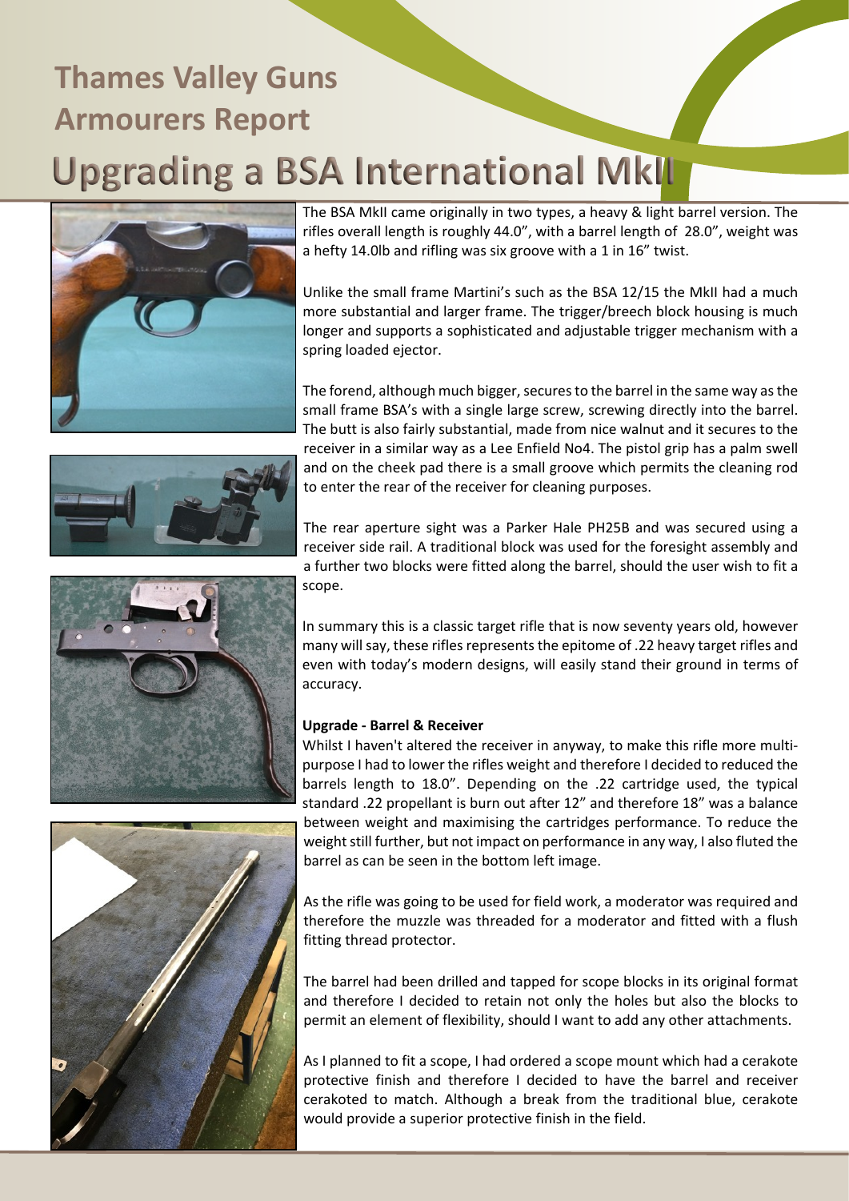# Thames Valley Guns Armourers Report

# Upgrading a BSA International MkII

The BSA MkII came originally in two types, a heavy & light barrel version. The rifles overall length is roughly 44.0", with a barrel length of 28.0", weight was a hefty 14.0lb and rifling was six groove with a 1 in 16" twist.

Unlike the small frame Martini's such as the BSA 12/15 the MkII had a much more substantial and larger frame. The trigger/breech block housing is much longer and supports a sophisticated and adjustable trigger mechanism with a spring loaded ejector.

The forend, although much bigger, secures to the barrel in the same way as the small frame BSA's with a single large screw, screwing directly into the barrel. The butt is also fairly substantial, made from nice walnut and it secures to the receiver in a similar way as a Lee Enfield No4. The pistol grip has a palm swell and on the cheek pad there is a small groove which permits the cleaning rod to enter the rear of the receiver for cleaning purposes.

The rear aperture sight was a Parker Hale PH25B and was secured using a receiver side rail. A traditional block was used for the foresight assembly and a further two blocks were fitted along the barrel, should the user wish to fit a scope.

In summary this is a classic target rifle that is now seventy years old, however many will say, these rifles represents the epitome of .22 heavy target rifles and even with today's modern designs, will easily stand their ground in terms of accuracy.

**Upgrade - Barrel & Receiver**

Whilst I haven't altered the receiver in anyway, to make this rifle more multi-purpose I had to lower the rifles weight and therefore I decided to reduced the barrels length to 18.0". Depending on the .22 cartridge used, the typical standard .22 propellant is burn out after 12" and therefore 18" was a balance between weight and maximising the cartridges performance. To reduce the weight still further, but not impact on performance in any way, I also fluted the barrel as can be seen in the bottom left image.

As the rifle was going to be used for field work, a moderator was required and therefore the muzzle was threaded for a moderator and fitted with a flush fitting thread protector.

The barrel had been drilled and tapped for scope blocks in its original format and therefore I decided to retain not only the holes but also the blocks to permit an element of flexibility, should I want to add any other attachments.

As I planned to fit a scope, I had ordered a scope mount which had a cerakote protective finish and therefore I decided to have the barrel and receiver cerakoted to match. Although a break from the traditional blue, cerakote would provide a superior protective finish in the field.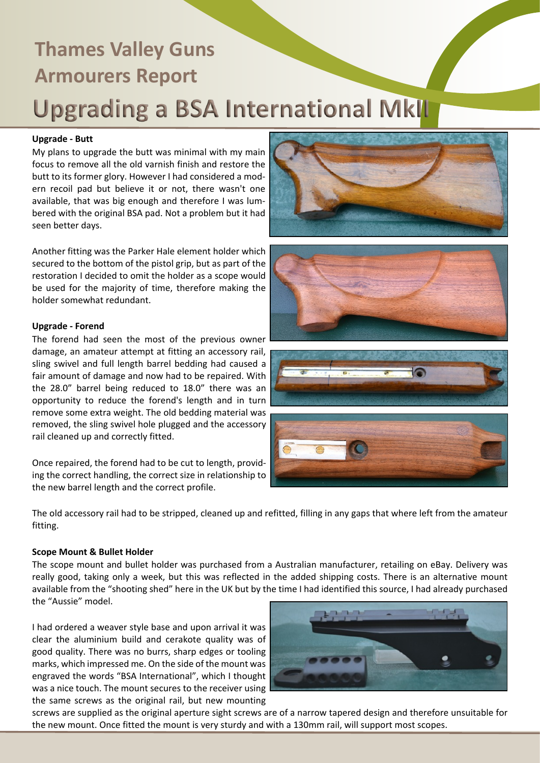# Thames Valley Guns Armourers Report

# Upgrading a BSA International MkII

**Upgrade - Butt**

My plans to upgrade the butt was minimal with my main focus to remove all the old varnish finish and restore the butt to its former glory. However I had considered a modern recoil pad but believe it or not, there wasn't one available, that was big enough and therefore I was lumbered with the original BSA pad. Not a problem but it had seen better days.

Another fitting was the Parker Hale element holder which secured to the bottom of the pistol grip, but as part of the restoration I decided to omit the holder as a scope would be used for the majority of time, therefore making the holder somewhat redundant.

**Upgrade - Forend**

The forend had seen the most of the previous owner damage, an amateur attempt at fitting an accessory rail, sling swivel and full length barrel bedding had caused a fair amount of damage and now had to be repaired. With the 28.0" barrel being reduced to 18.0" there was an opportunity to reduce the forend's length and in turn remove some extra weight. The old bedding material was removed, the sling swivel hole plugged and the accessory rail cleaned up and correctly fitted.

Once repaired, the forend had to be cut to length, providing the correct handling, the correct size in relationship to the new barrel length and the correct profile.

The old accessory rail had to be stripped, cleaned up and refitted, filling in any gaps that where left from the amateur fitting.

**Scope Mount & Bullet Holder**

The scope mount and bullet holder was purchased from a Australian manufacturer, retailing on eBay. Delivery was really good, taking only a week, but this was reflected in the added shipping costs. There is an alternative mount available from the "shooting shed" here in the UK but by the time I had identified this source, I had already purchased the "Aussie" model.

I had ordered a weaver style base and upon arrival it was clear the aluminium build and cerakote quality was of good quality. There was no burrs, sharp edges or tooling marks, which impressed me. On the side of the mount was engraved the words "BSA International", which I thought was a nice touch. The mount secures to the receiver using the same screws as the original rail, but new mounting screws are supplied as the original aperture sight screws are of a narrow tapered design and therefore unsuitable for the new mount. Once fitted the mount is very sturdy and with a 130mm rail, will support most scopes.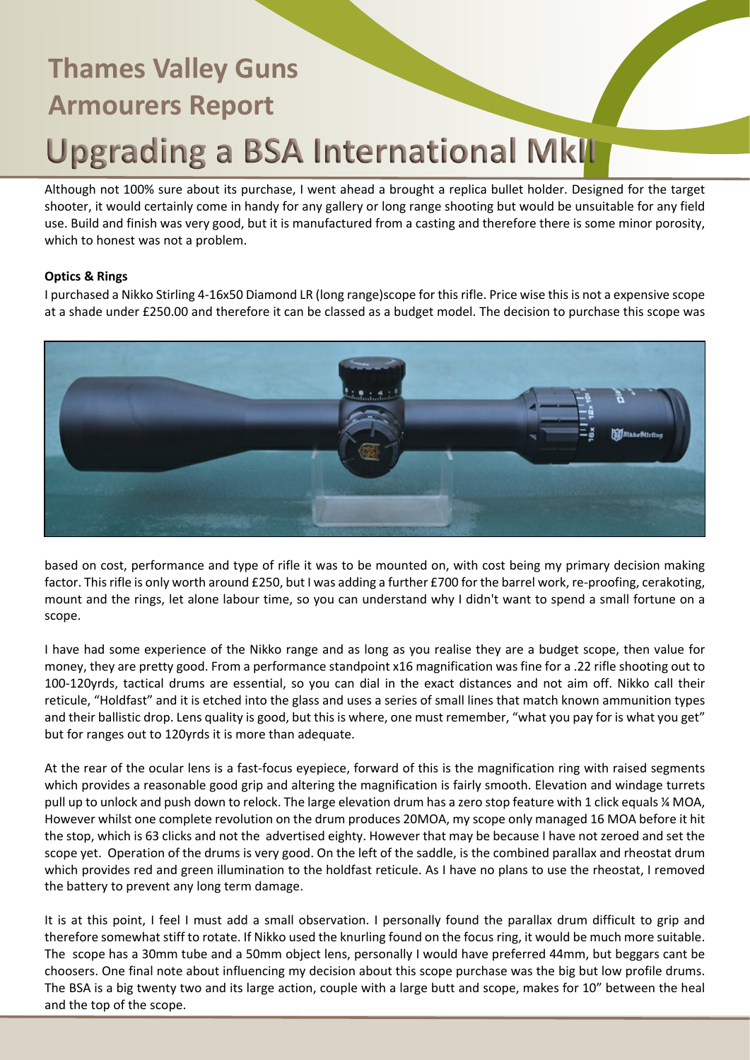# Thames Valley Guns Armourers Report

# Upgrading a BSA International MkII

Although not 100% sure about its purchase, I went ahead a brought a replica bullet holder. Designed for the target shooter, it would certainly come in handy for any gallery or long range shooting but would be unsuitable for any field use. Build and finish was very good, but it is manufactured from a casting and therefore there is some minor porosity, which to honest was not a problem.

**Optics & Rings**

I purchased a Nikko Stirling 4-16x50 Diamond LR (long range)scope for this rifle. Price wise this is not a expensive scope at a shade under £250.00 and therefore it can be classed as a budget model. The decision to purchase this scope was based on cost, performance and type of rifle it was to be mounted on, with cost being my primary decision making factor. This rifle is only worth around £250, but I was adding a further £700 for the barrel work, re-proofing, cerakoting, mount and the rings, let alone labour time, so you can understand why I didn't want to spend a small fortune on a scope.

I have had some experience of the Nikko range and as long as you realise they are a budget scope, then value for money, they are pretty good. From a performance standpoint x16 magnification was fine for a .22 rifle shooting out to 100-120yrds, tactical drums are essential, so you can dial in the exact distances and not aim off. Nikko call their reticule, "Holdfast" and it is etched into the glass and uses a series of small lines that match known ammunition types and their ballistic drop. Lens quality is good, but this is where, one must remember, "what you pay for is what you get" but for ranges out to 120yrds it is more than adequate.

At the rear of the ocular lens is a fast-focus eyepiece, forward of this is the magnification ring with raised segments which provides a reasonable good grip and altering the magnification is fairly smooth. Elevation and windage turrets pull up to unlock and push down to relock. The large elevation drum has a zero stop feature with 1 click equals ¼ MOA, However whilst one complete revolution on the drum produces 20MOA, my scope only managed 16 MOA before it hit the stop, which is 63 clicks and not the advertised eighty. However that may be because I have not zeroed and set the scope yet. Operation of the drums is very good. On the left of the saddle, is the combined parallax and rheostat drum which provides red and green illumination to the holdfast reticule. As I have no plans to use the rheostat, I removed the battery to prevent any long term damage.

It is at this point, I feel I must add a small observation. I personally found the parallax drum difficult to grip and therefore somewhat stiff to rotate. If Nikko used the knurling found on the focus ring, it would be much more suitable. The scope has a 30mm tube and a 50mm object lens, personally I would have preferred 44mm, but beggars cant be choosers. One final note about influencing my decision about this scope purchase was the big but low profile drums. The BSA is a big twenty two and its large action, couple with a large butt and scope, makes for 10" between the heal and the top of the scope.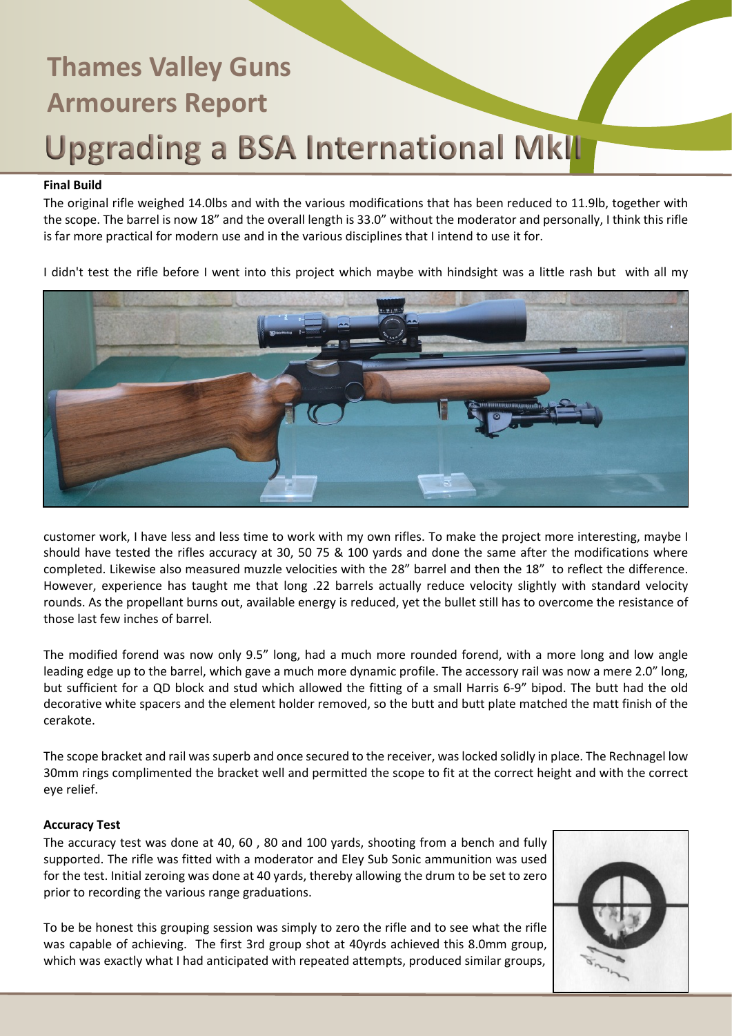# Upgrading a BSA International MkII

### Final Build

The original rifle weighed 14.0lbs and with the various modifications that has been reduced to 11.9lb, together with the scope. The barrel is now 18" and the overall length is 33.0" without the moderator and personally, I think this rifle is far more practical for modern use and in the various disciplines that I intend to use it for.

I didn't test the rifle before I went into this project which maybe with hindsight was a little rash but with all my customer work, I have less and less time to work with my own rifles. To make the project more interesting, maybe I should have tested the rifles accuracy at 30, 50 75 & 100 yards and done the same after the modifications where completed. Likewise also measured muzzle velocities with the 28" barrel and then the 18" to reflect the difference. However, experience has taught me that long .22 barrels actually reduce velocity slightly with standard velocity rounds. As the propellant burns out, available energy is reduced, yet the bullet still has to overcome the resistance of those last few inches of barrel.

The modified forend was now only 9.5" long, had a much more rounded forend, with a more long and low angle leading edge up to the barrel, which gave a much more dynamic profile. The accessory rail was now a mere 2.0" long, but sufficient for a QD block and stud which allowed the fitting of a small Harris 6-9" bipod. The butt had the old decorative white spacers and the element holder removed, so the butt and butt plate matched the matt finish of the cerakote.

The scope bracket and rail was superb and once secured to the receiver, was locked solidly in place. The Rechnagel low 30mm rings complimented the bracket well and permitted the scope to fit at the correct height and with the correct eye relief.

### Accuracy Test

The accuracy test was done at 40, 60 , 80 and 100 yards, shooting from a bench and fully supported. The rifle was fitted with a moderator and Eley Sub Sonic ammunition was used for the test. Initial zeroing was done at 40 yards, thereby allowing the drum to be set to zero prior to recording the various range graduations.

To be be honest this grouping session was simply to zero the rifle and to see what the rifle was capable of achieving. The first 3rd group shot at 40yrds achieved this 8.0mm group, which was exactly what I had anticipated with repeated attempts, produced similar groups,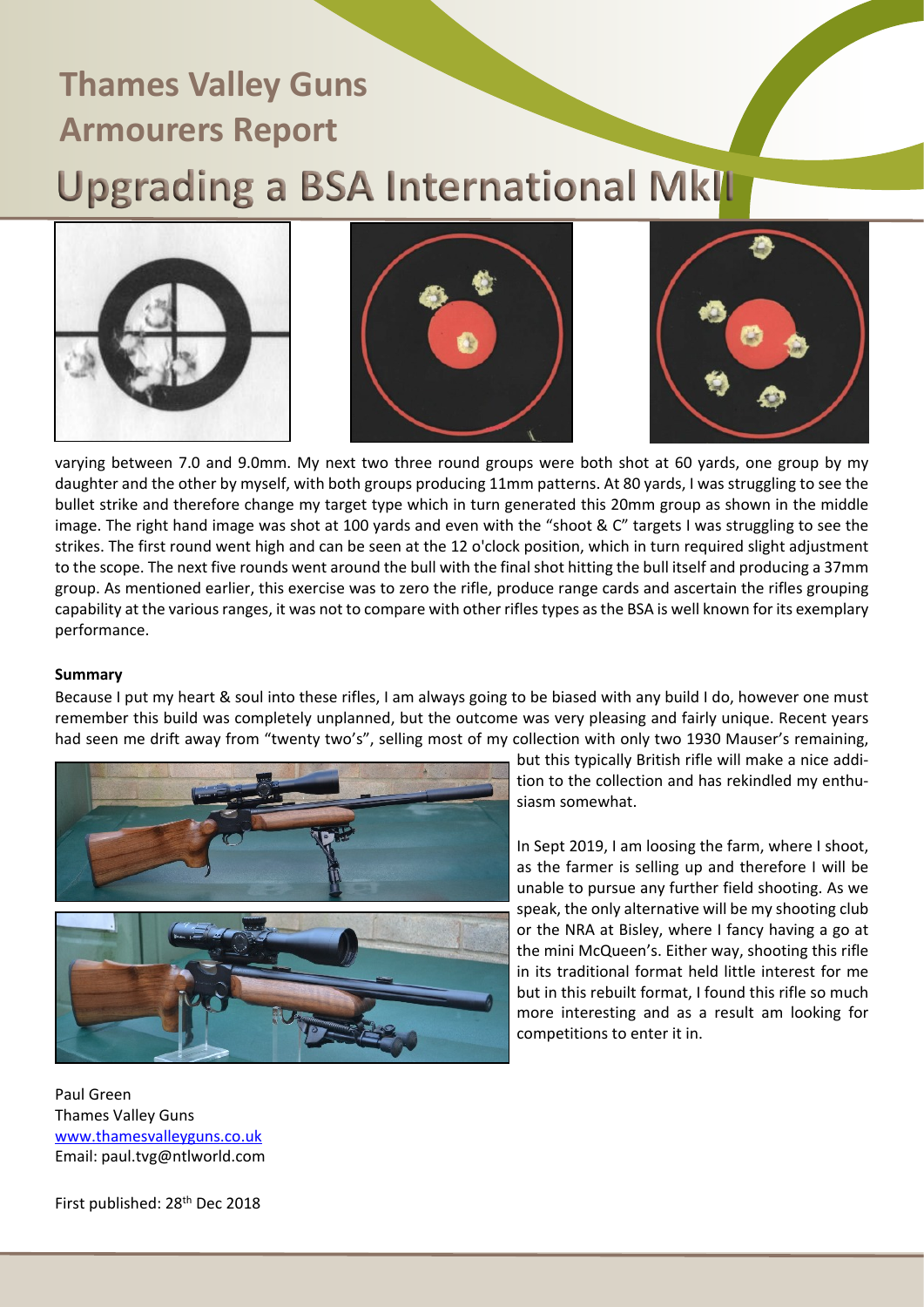# Thames Valley Guns Armourers Report

# Upgrading a BSA International MkII

varying between 7.0 and 9.0mm. My next two three round groups were both shot at 60 yards, one group by my daughter and the other by myself, with both groups producing 11mm patterns. At 80 yards, I was struggling to see the bullet strike and therefore change my target type which in turn generated this 20mm group as shown in the middle image. The right hand image was shot at 100 yards and even with the "shoot & C" targets I was struggling to see the strikes. The first round went high and can be seen at the 12 o'clock position, which in turn required slight adjustment to the scope. The next five rounds went around the bull with the final shot hitting the bull itself and producing a 37mm group. As mentioned earlier, this exercise was to zero the rifle, produce range cards and ascertain the rifles grouping capability at the various ranges, it was not to compare with other rifles types as the BSA is well known for its exemplary performance.

**Summary**

Because I put my heart & soul into these rifles, I am always going to be biased with any build I do, however one must remember this build was completely unplanned, but the outcome was very pleasing and fairly unique. Recent years had seen me drift away from "twenty two's", selling most of my collection with only two 1930 Mauser's remaining, but this typically British rifle will make a nice addition to the collection and has rekindled my enthusiasm somewhat.

In Sept 2019, I am loosing the farm, where I shoot, as the farmer is selling up and therefore I will be unable to pursue any further field shooting. As we speak, the only alternative will be my shooting club or the NRA at Bisley, where I fancy having a go at the mini McQueen's. Either way, shooting this rifle in its traditional format held little interest for me but in this rebuilt format, I found this rifle so much more interesting and as a result am looking for competitions to enter it in.

Paul Green
Thames Valley Guns
www.thamesvalleyguns.co.uk
Email: paul.tvg@ntlworld.com

First published: 28th Dec 2018